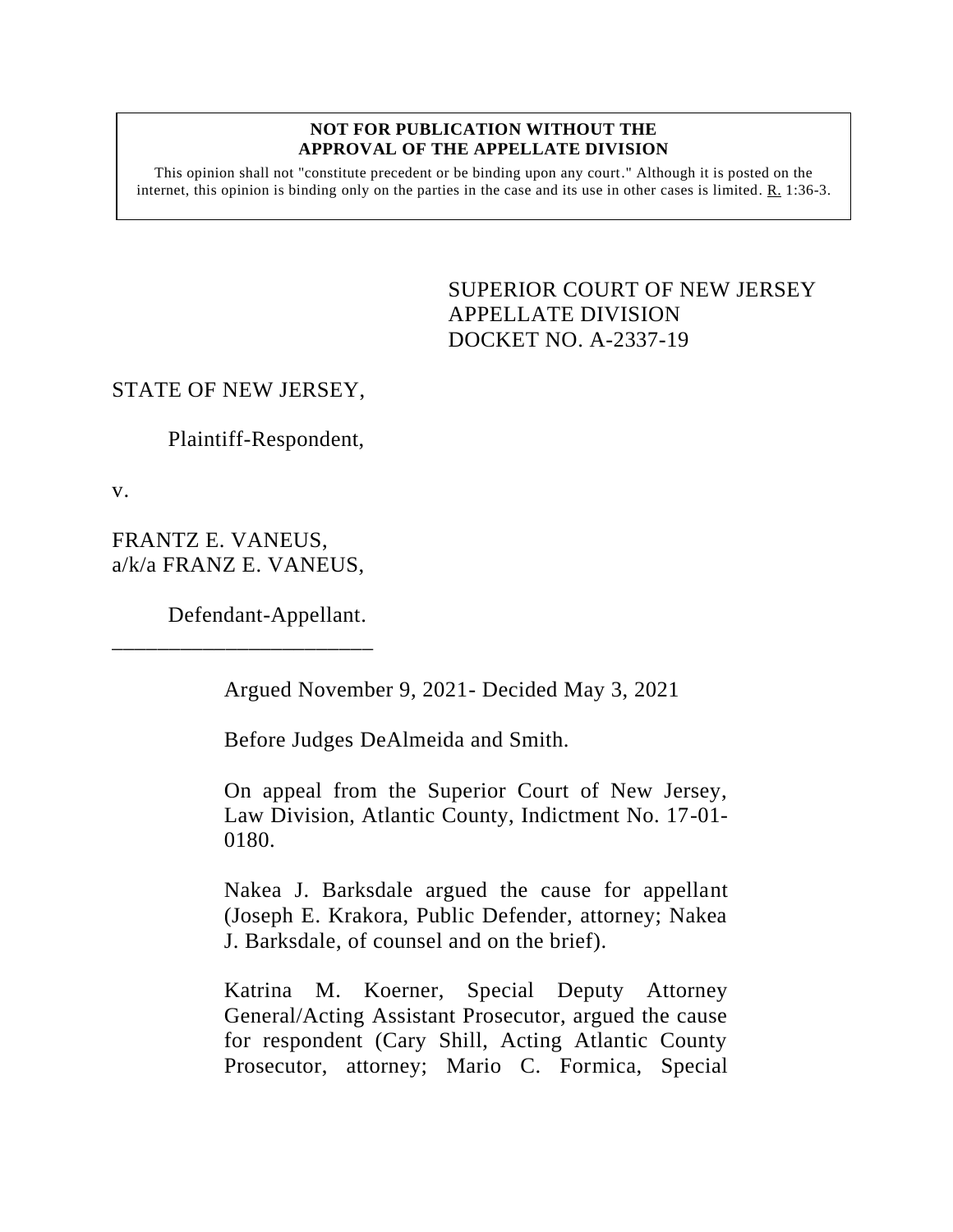**NOT FOR PUBLICATION WITHOUT THE APPROVAL OF THE APPELLATE DIVISION**

This opinion shall not "constitute precedent or be binding upon any court." Although it is posted on the internet, this opinion is binding only on the parties in the case and its use in other cases is limited. R. 1:36-3.

SUPERIOR COURT OF NEW JERSEY
APPELLATE DIVISION
DOCKET NO. A-2337-19

STATE OF NEW JERSEY,

Plaintiff-Respondent,

v.

FRANTZ E. VANEUS,
a/k/a FRANZ E. VANEUS,

Defendant-Appellant.

\_\_\_\_\_\_\_\_\_\_\_\_\_\_\_\_\_\_\_\_\_\_\_\_\_

Argued November 9, 2021- Decided May 3, 2021

Before Judges DeAlmeida and Smith.

On appeal from the Superior Court of New Jersey, Law Division, Atlantic County, Indictment No. 17-01-0180.

Nakea J. Barksdale argued the cause for appellant (Joseph E. Krakora, Public Defender, attorney; Nakea J. Barksdale, of counsel and on the brief).

Katrina M. Koerner, Special Deputy Attorney General/Acting Assistant Prosecutor, argued the cause for respondent (Cary Shill, Acting Atlantic County Prosecutor, attorney; Mario C. Formica, Special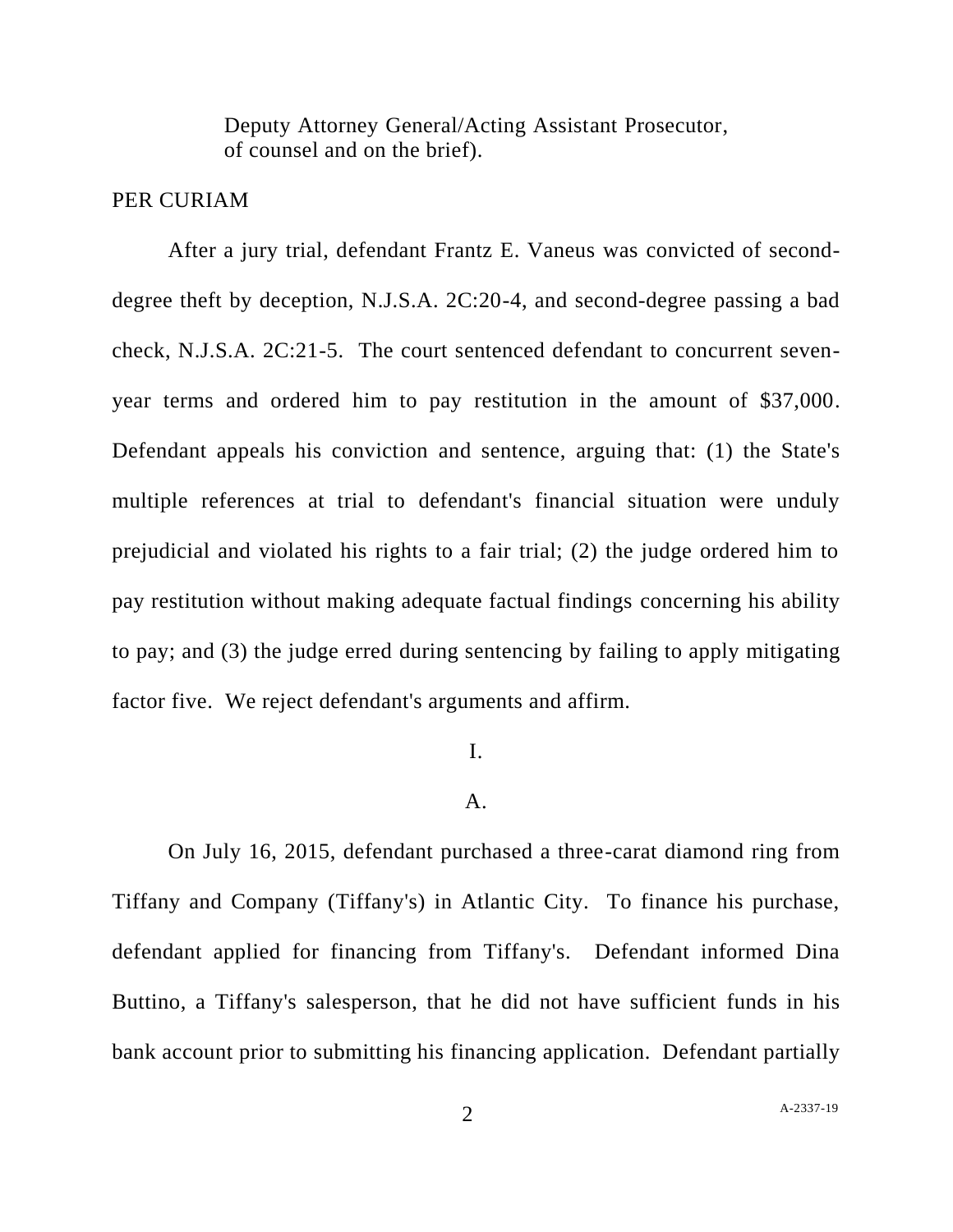Deputy Attorney General/Acting Assistant Prosecutor, of counsel and on the brief).

PER CURIAM

After a jury trial, defendant Frantz E. Vaneus was convicted of second-degree theft by deception, N.J.S.A. 2C:20-4, and second-degree passing a bad check, N.J.S.A. 2C:21-5. The court sentenced defendant to concurrent seven-year terms and ordered him to pay restitution in the amount of $37,000. Defendant appeals his conviction and sentence, arguing that: (1) the State's multiple references at trial to defendant's financial situation were unduly prejudicial and violated his rights to a fair trial; (2) the judge ordered him to pay restitution without making adequate factual findings concerning his ability to pay; and (3) the judge erred during sentencing by failing to apply mitigating factor five. We reject defendant's arguments and affirm.

I.

A.

On July 16, 2015, defendant purchased a three-carat diamond ring from Tiffany and Company (Tiffany's) in Atlantic City. To finance his purchase, defendant applied for financing from Tiffany's. Defendant informed Dina Buttino, a Tiffany's salesperson, that he did not have sufficient funds in his bank account prior to submitting his financing application. Defendant partially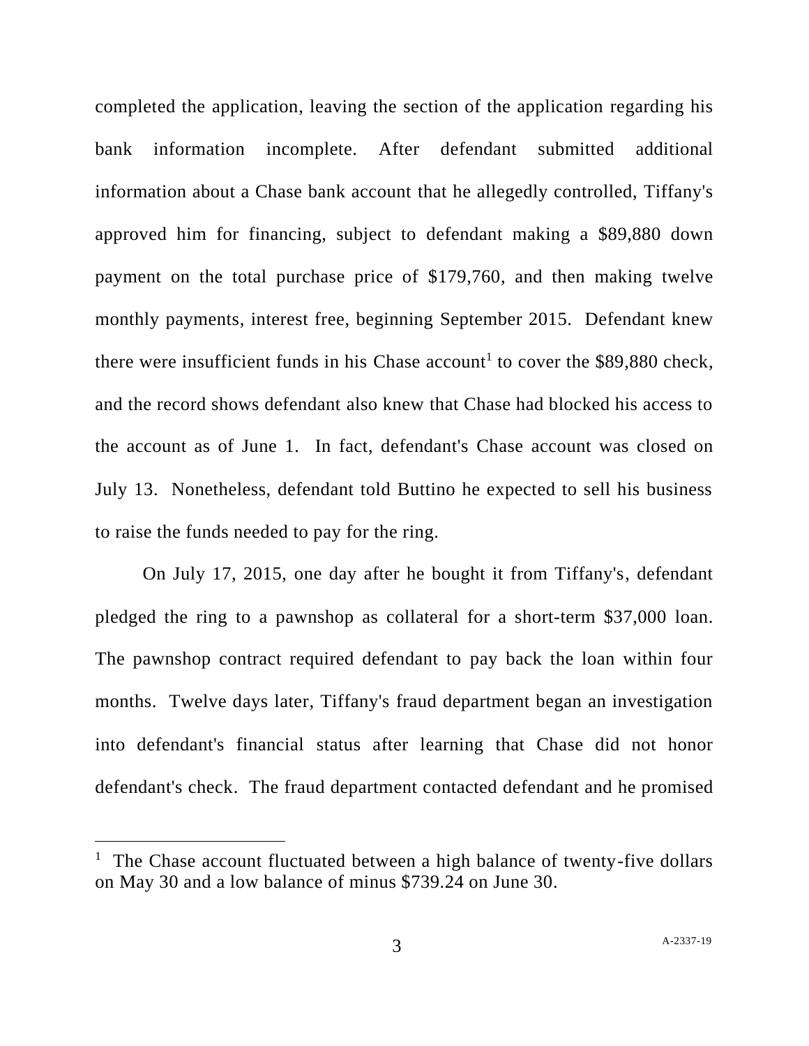completed the application, leaving the section of the application regarding his bank information incomplete. After defendant submitted additional information about a Chase bank account that he allegedly controlled, Tiffany's approved him for financing, subject to defendant making a $89,880 down payment on the total purchase price of $179,760, and then making twelve monthly payments, interest free, beginning September 2015. Defendant knew there were insufficient funds in his Chase account[1] to cover the $89,880 check, and the record shows defendant also knew that Chase had blocked his access to the account as of June 1. In fact, defendant's Chase account was closed on July 13. Nonetheless, defendant told Buttino he expected to sell his business to raise the funds needed to pay for the ring.

On July 17, 2015, one day after he bought it from Tiffany's, defendant pledged the ring to a pawnshop as collateral for a short-term $37,000 loan. The pawnshop contract required defendant to pay back the loan within four months. Twelve days later, Tiffany's fraud department began an investigation into defendant's financial status after learning that Chase did not honor defendant's check. The fraud department contacted defendant and he promised

---

[1] The Chase account fluctuated between a high balance of twenty-five dollars on May 30 and a low balance of minus $739.24 on June 30.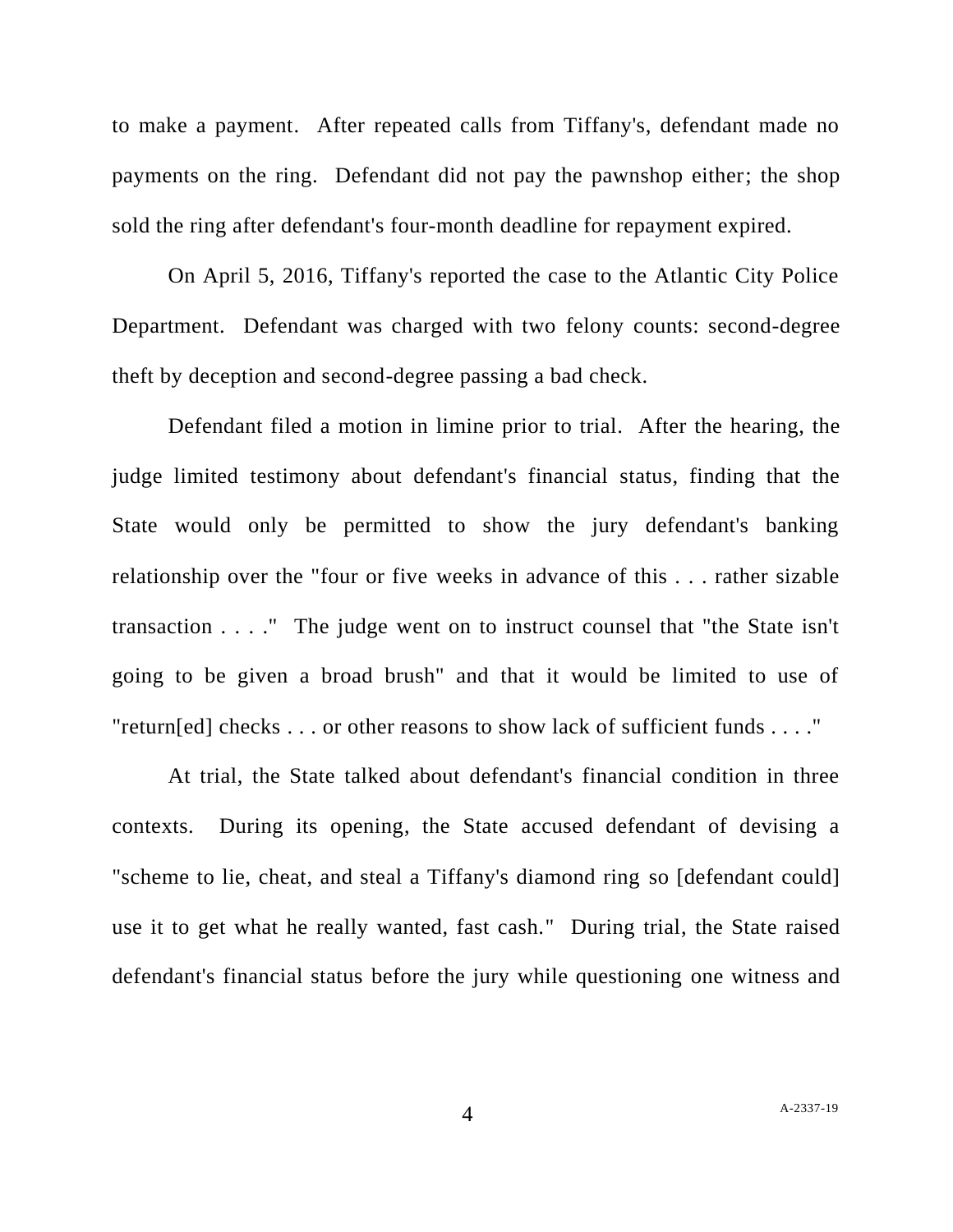to make a payment. After repeated calls from Tiffany's, defendant made no payments on the ring. Defendant did not pay the pawnshop either; the shop sold the ring after defendant's four-month deadline for repayment expired.

On April 5, 2016, Tiffany's reported the case to the Atlantic City Police Department. Defendant was charged with two felony counts: second-degree theft by deception and second-degree passing a bad check.

Defendant filed a motion in limine prior to trial. After the hearing, the judge limited testimony about defendant's financial status, finding that the State would only be permitted to show the jury defendant's banking relationship over the "four or five weeks in advance of this . . . rather sizable transaction . . . ." The judge went on to instruct counsel that "the State isn't going to be given a broad brush" and that it would be limited to use of "return[ed] checks . . . or other reasons to show lack of sufficient funds . . . ."

At trial, the State talked about defendant's financial condition in three contexts. During its opening, the State accused defendant of devising a "scheme to lie, cheat, and steal a Tiffany's diamond ring so [defendant could] use it to get what he really wanted, fast cash." During trial, the State raised defendant's financial status before the jury while questioning one witness and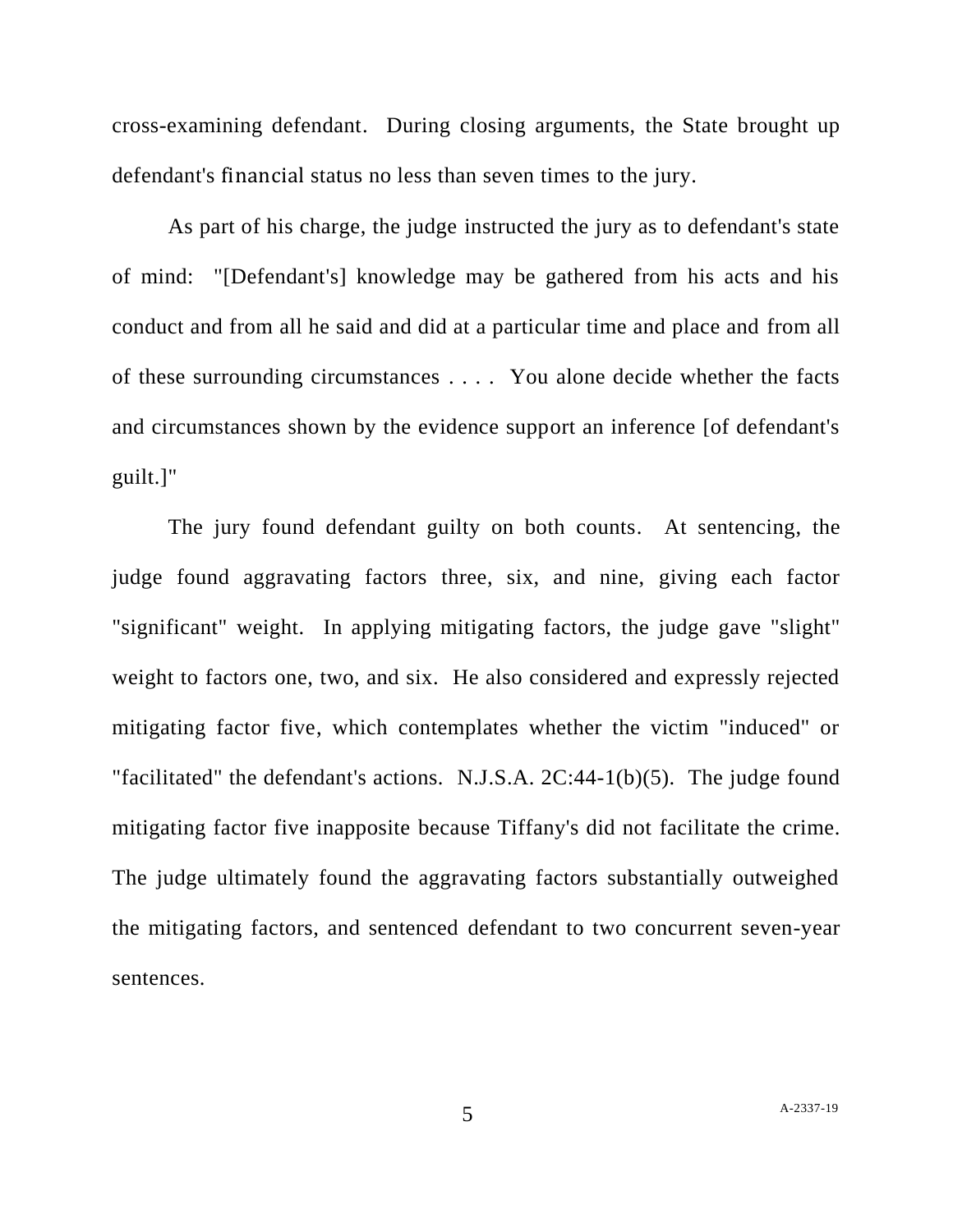cross-examining defendant. During closing arguments, the State brought up defendant's financial status no less than seven times to the jury.

As part of his charge, the judge instructed the jury as to defendant's state of mind: "[Defendant's] knowledge may be gathered from his acts and his conduct and from all he said and did at a particular time and place and from all of these surrounding circumstances . . . . You alone decide whether the facts and circumstances shown by the evidence support an inference [of defendant's guilt.]"

The jury found defendant guilty on both counts. At sentencing, the judge found aggravating factors three, six, and nine, giving each factor "significant" weight. In applying mitigating factors, the judge gave "slight" weight to factors one, two, and six. He also considered and expressly rejected mitigating factor five, which contemplates whether the victim "induced" or "facilitated" the defendant's actions. N.J.S.A. 2C:44-1(b)(5). The judge found mitigating factor five inapposite because Tiffany's did not facilitate the crime. The judge ultimately found the aggravating factors substantially outweighed the mitigating factors, and sentenced defendant to two concurrent seven-year sentences.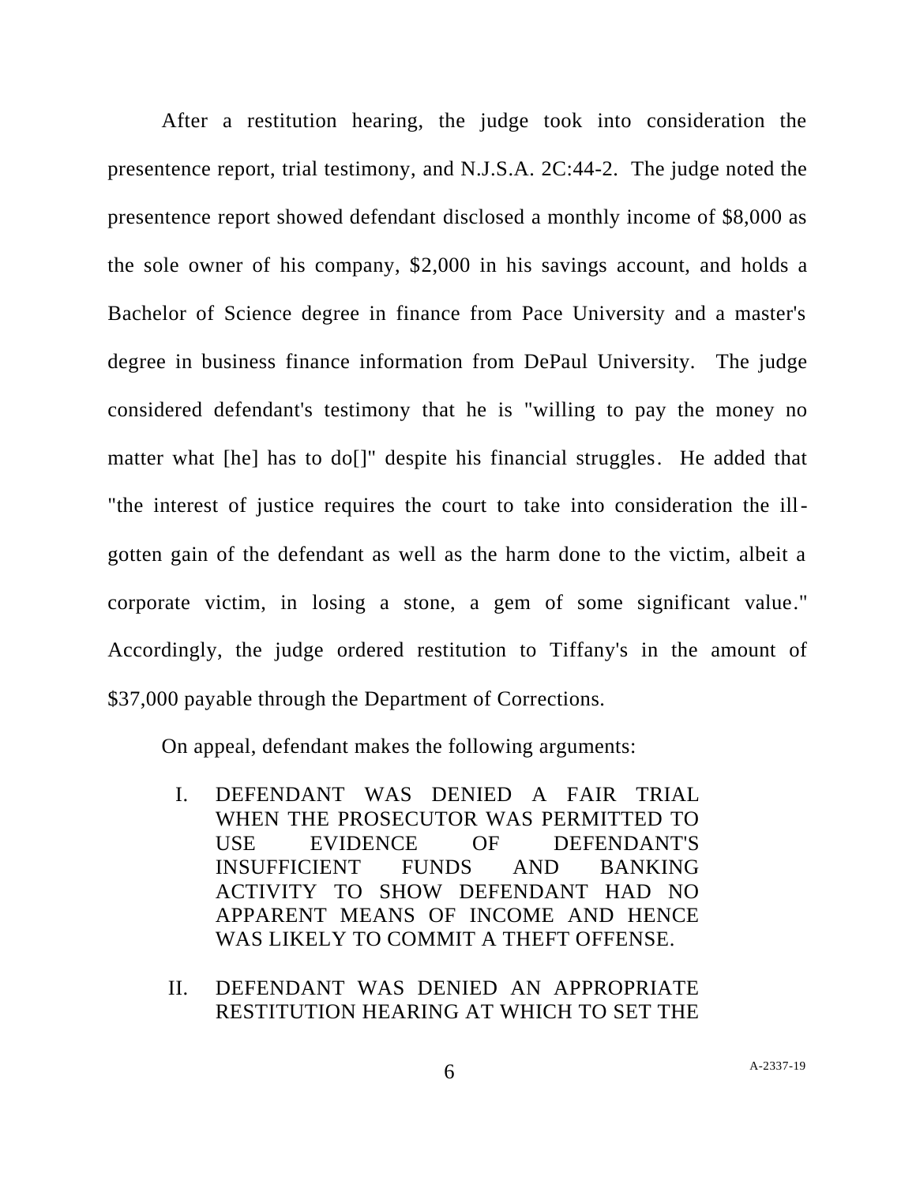After a restitution hearing, the judge took into consideration the presentence report, trial testimony, and N.J.S.A. 2C:44-2. The judge noted the presentence report showed defendant disclosed a monthly income of $8,000 as the sole owner of his company, $2,000 in his savings account, and holds a Bachelor of Science degree in finance from Pace University and a master's degree in business finance information from DePaul University. The judge considered defendant's testimony that he is "willing to pay the money no matter what [he] has to do[]" despite his financial struggles. He added that "the interest of justice requires the court to take into consideration the ill-gotten gain of the defendant as well as the harm done to the victim, albeit a corporate victim, in losing a stone, a gem of some significant value." Accordingly, the judge ordered restitution to Tiffany's in the amount of $37,000 payable through the Department of Corrections.

On appeal, defendant makes the following arguments:

> I. DEFENDANT WAS DENIED A FAIR TRIAL WHEN THE PROSECUTOR WAS PERMITTED TO USE EVIDENCE OF DEFENDANT'S INSUFFICIENT FUNDS AND BANKING ACTIVITY TO SHOW DEFENDANT HAD NO APPARENT MEANS OF INCOME AND HENCE WAS LIKELY TO COMMIT A THEFT OFFENSE.
>
> II. DEFENDANT WAS DENIED AN APPROPRIATE RESTITUTION HEARING AT WHICH TO SET THE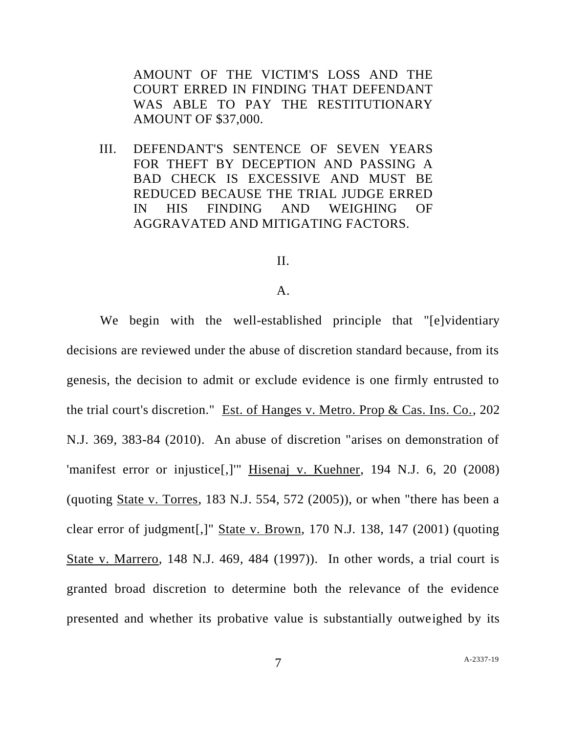AMOUNT OF THE VICTIM'S LOSS AND THE COURT ERRED IN FINDING THAT DEFENDANT WAS ABLE TO PAY THE RESTITUTIONARY AMOUNT OF $37,000.

III. DEFENDANT'S SENTENCE OF SEVEN YEARS FOR THEFT BY DECEPTION AND PASSING A BAD CHECK IS EXCESSIVE AND MUST BE REDUCED BECAUSE THE TRIAL JUDGE ERRED IN HIS FINDING AND WEIGHING OF AGGRAVATED AND MITIGATING FACTORS.

## II.

### A.

We begin with the well-established principle that "[e]vidphysical decisions are reviewed under the abuse of discretion standard because, from its genesis, the decision to admit or exclude evidence is one firmly entrusted to the trial court's discretion." Est. of Hanges v. Metro. Prop & Cas. Ins. Co., 202 N.J. 369, 383-84 (2010). An abuse of discretion "arises on demonstration of 'manifest error or injustice[,]'" Hisenaj v. Kuehner, 194 N.J. 6, 20 (2008) (quoting State v. Torres, 183 N.J. 554, 572 (2005)), or when "there has been a clear error of judgment[,]" State v. Brown, 170 N.J. 138, 147 (2001) (quoting State v. Marrero, 148 N.J. 469, 484 (1997)). In other words, a trial court is granted broad discretion to determine both the relevance of the evidence presented and whether its probative value is substantially outweighed by its

AMOUNT OF THE VICTIM'S LOSS AND THE COURT ERRED IN FINDING THAT DEFENDANT WAS ABLE TO PAY THE RESTITUTIONARY AMOUNT OF $37,000.

III. DEFENDANT'S SENTENCE OF SEVEN YEARS FOR THEFT BY DECEPTION AND PASSING A BAD CHECK IS EXCESSIVE AND MUST BE REDUCED BECAUSE THE TRIAL JUDGE ERRED IN HIS FINDING AND WEIGHING OF AGGRAVATED AND MITIGATING FACTORS.

## II.

### A.

We begin with the well-established principle that "[e]videntiary decisions are reviewed under the abuse of discretion standard because, from its genesis, the decision to admit or exclude evidence is one firmly entrusted to the trial court's discretion." Est. of Hanges v. Metro. Prop & Cas. Ins. Co., 202 N.J. 369, 383-84 (2010). An abuse of discretion "arises on demonstration of 'manifest error or injustice[,]'" Hisenaj v. Kuehner, 194 N.J. 6, 20 (2008) (quoting State v. Torres, 183 N.J. 554, 572 (2005)), or when "there has been a clear error of judgment[,]" State v. Brown, 170 N.J. 138, 147 (2001) (quoting State v. Marrero, 148 N.J. 469, 484 (1997)). In other words, a trial court is granted broad discretion to determine both the relevance of the evidence presented and whether its probative value is substantially outweighed by its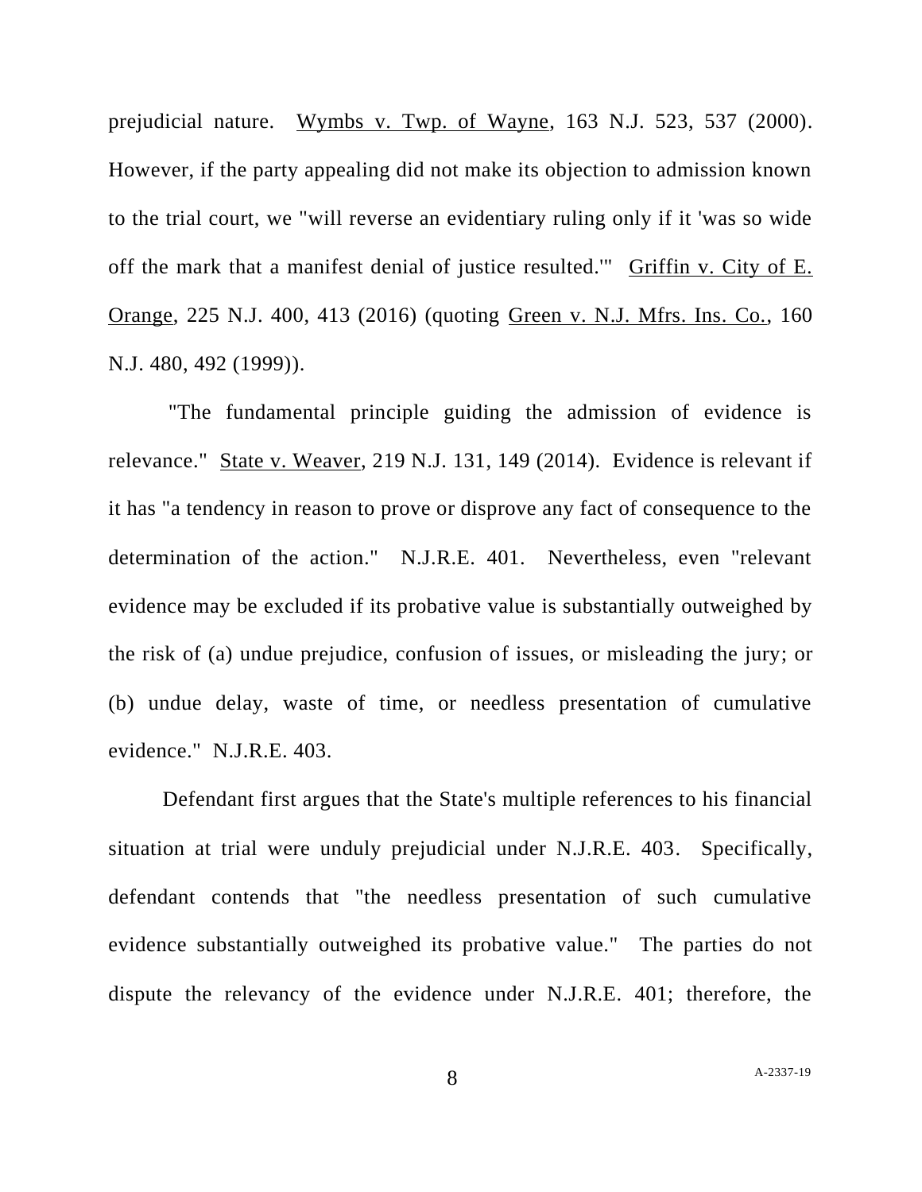prejudicial nature. Wymbs v. Twp. of Wayne, 163 N.J. 523, 537 (2000). However, if the party appealing did not make its objection to admission known to the trial court, we "will reverse an evidentiary ruling only if it 'was so wide off the mark that a manifest denial of justice resulted.'" Griffin v. City of E. Orange, 225 N.J. 400, 413 (2016) (quoting Green v. N.J. Mfrs. Ins. Co., 160 N.J. 480, 492 (1999)).

"The fundamental principle guiding the admission of evidence is relevance." State v. Weaver, 219 N.J. 131, 149 (2014). Evidence is relevant if it has "a tendency in reason to prove or disprove any fact of consequence to the determination of the action." N.J.R.E. 401. Nevertheless, even "relevant evidence may be excluded if its probative value is substantially outweighed by the risk of (a) undue prejudice, confusion of issues, or misleading the jury; or (b) undue delay, waste of time, or needless presentation of cumulative evidence." N.J.R.E. 403.

Defendant first argues that the State's multiple references to his financial situation at trial were unduly prejudicial under N.J.R.E. 403. Specifically, defendant contends that "the needless presentation of such cumulative evidence substantially outweighed its probative value." The parties do not dispute the relevancy of the evidence under N.J.R.E. 401; therefore, the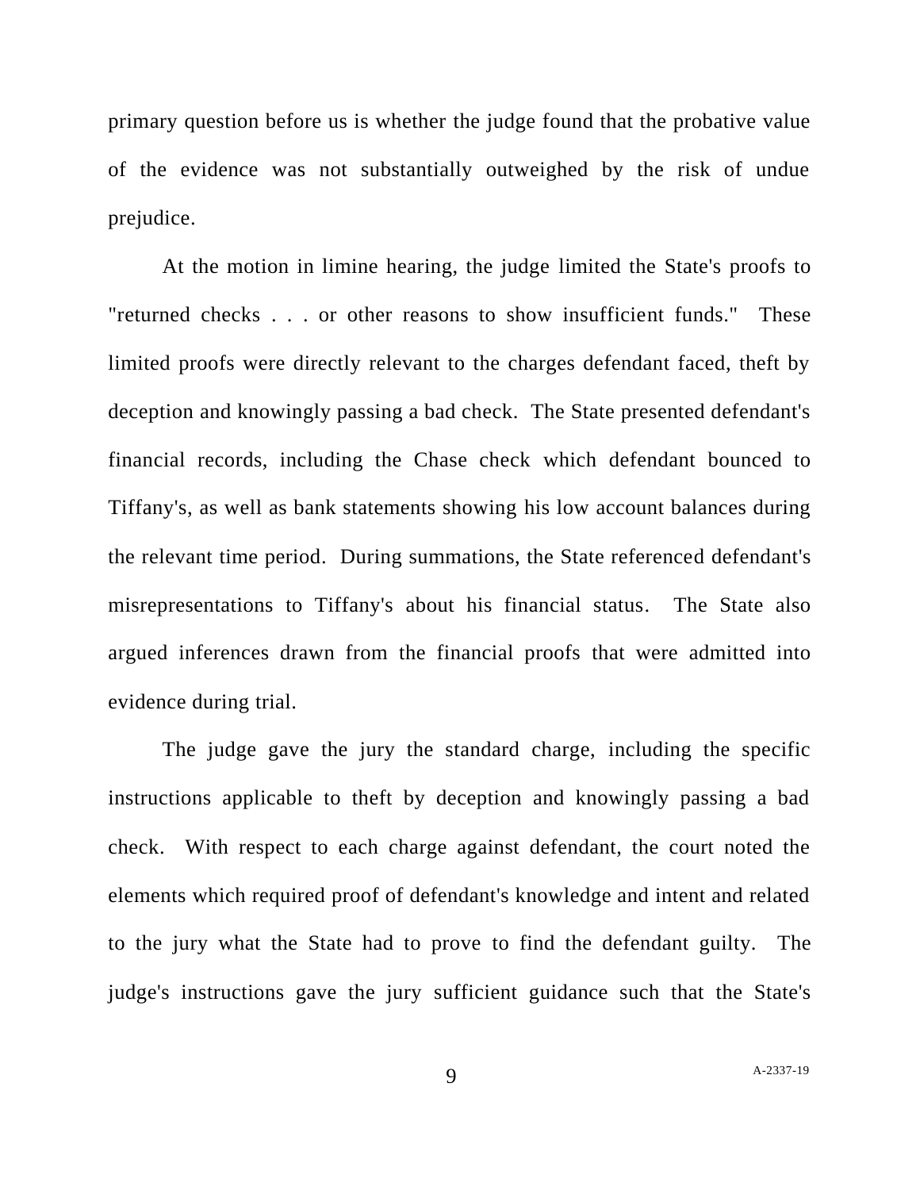primary question before us is whether the judge found that the probative value of the evidence was not substantially outweighed by the risk of undue prejudice.

At the motion in limine hearing, the judge limited the State's proofs to "returned checks . . . or other reasons to show insufficient funds." These limited proofs were directly relevant to the charges defendant faced, theft by deception and knowingly passing a bad check. The State presented defendant's financial records, including the Chase check which defendant bounced to Tiffany's, as well as bank statements showing his low account balances during the relevant time period. During summations, the State referenced defendant's misrepresentations to Tiffany's about his financial status. The State also argued inferences drawn from the financial proofs that were admitted into evidence during trial.

The judge gave the jury the standard charge, including the specific instructions applicable to theft by deception and knowingly passing a bad check. With respect to each charge against defendant, the court noted the elements which required proof of defendant's knowledge and intent and related to the jury what the State had to prove to find the defendant guilty. The judge's instructions gave the jury sufficient guidance such that the State's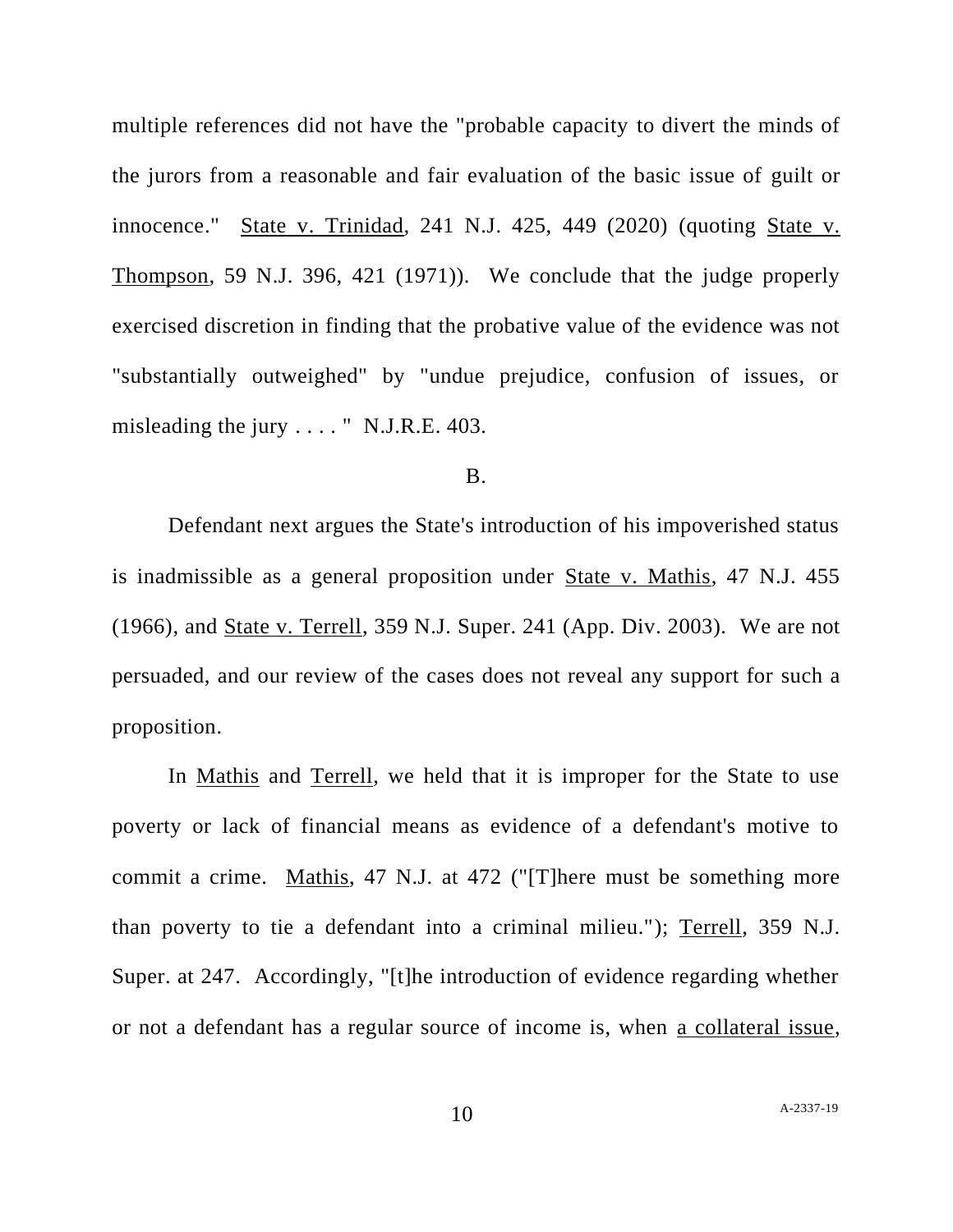multiple references did not have the "probable capacity to divert the minds of the jurors from a reasonable and fair evaluation of the basic issue of guilt or innocence." State v. Trinidad, 241 N.J. 425, 449 (2020) (quoting State v. Thompson, 59 N.J. 396, 421 (1971)). We conclude that the judge properly exercised discretion in finding that the probative value of the evidence was not "substantially outweighed" by "undue prejudice, confusion of issues, or misleading the jury . . . . " N.J.R.E. 403.

B.

Defendant next argues the State's introduction of his impoverished status is inadmissible as a general proposition under State v. Mathis, 47 N.J. 455 (1966), and State v. Terrell, 359 N.J. Super. 241 (App. Div. 2003). We are not persuaded, and our review of the cases does not reveal any support for such a proposition.

In Mathis and Terrell, we held that it is improper for the State to use poverty or lack of financial means as evidence of a defendant's motive to commit a crime. Mathis, 47 N.J. at 472 ("[T]here must be something more than poverty to tie a defendant into a criminal milieu."); Terrell, 359 N.J. Super. at 247. Accordingly, "[t]he introduction of evidence regarding whether or not a defendant has a regular source of income is, when a collateral issue,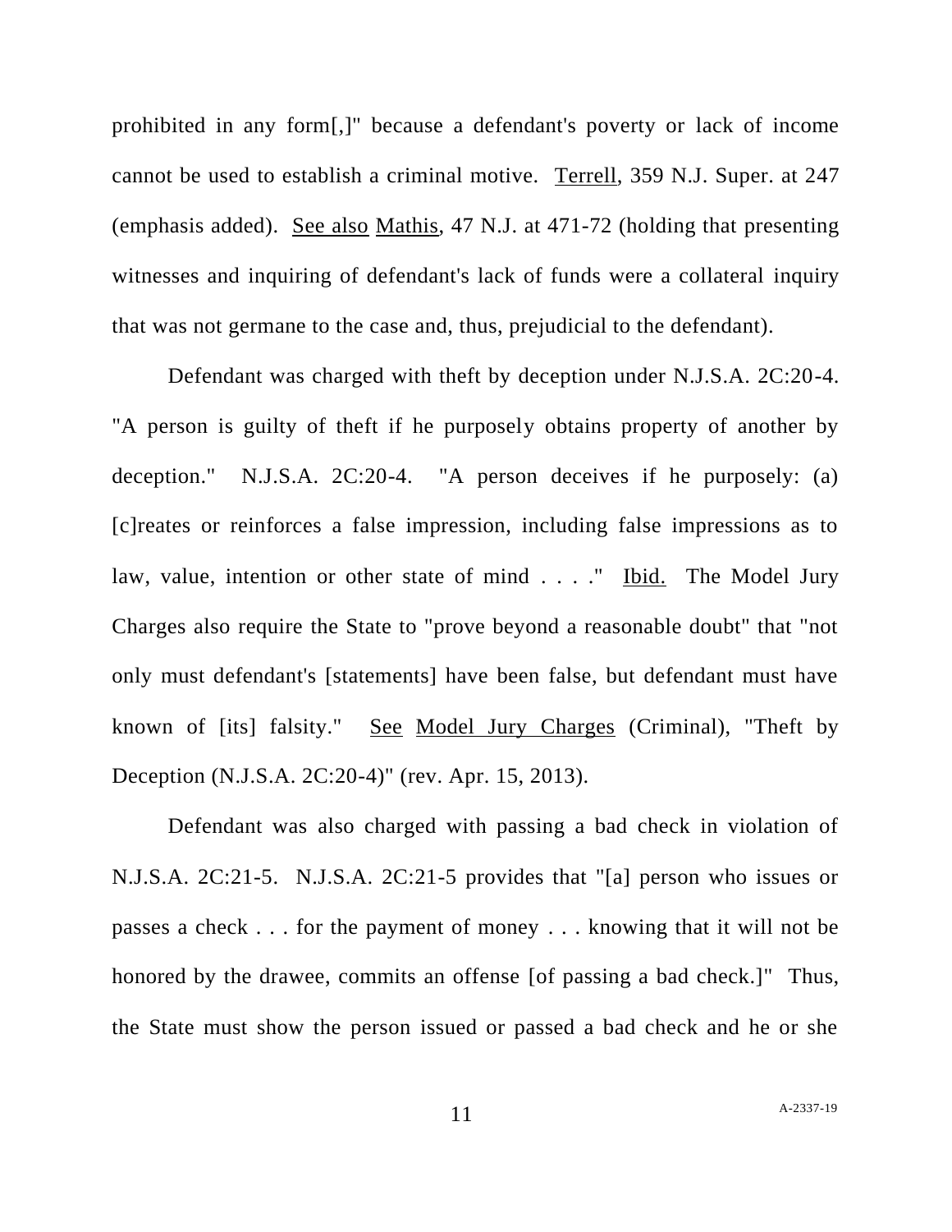prohibited in any form[,]" because a defendant's poverty or lack of income cannot be used to establish a criminal motive. Terrell, 359 N.J. Super. at 247 (emphasis added). See also Mathis, 47 N.J. at 471-72 (holding that presenting witnesses and inquiring of defendant's lack of funds were a collateral inquiry that was not germane to the case and, thus, prejudicial to the defendant).

Defendant was charged with theft by deception under N.J.S.A. 2C:20-4. "A person is guilty of theft if he purposely obtains property of another by deception." N.J.S.A. 2C:20-4. "A person deceives if he purposely: (a) [c]reates or reinforces a false impression, including false impressions as to law, value, intention or other state of mind . . . ." Ibid. The Model Jury Charges also require the State to "prove beyond a reasonable doubt" that "not only must defendant's [statements] have been false, but defendant must have known of [its] falsity." See Model Jury Charges (Criminal), "Theft by Deception (N.J.S.A. 2C:20-4)" (rev. Apr. 15, 2013).

Defendant was also charged with passing a bad check in violation of N.J.S.A. 2C:21-5. N.J.S.A. 2C:21-5 provides that "[a] person who issues or passes a check . . . for the payment of money . . . knowing that it will not be honored by the drawee, commits an offense [of passing a bad check.]" Thus, the State must show the person issued or passed a bad check and he or she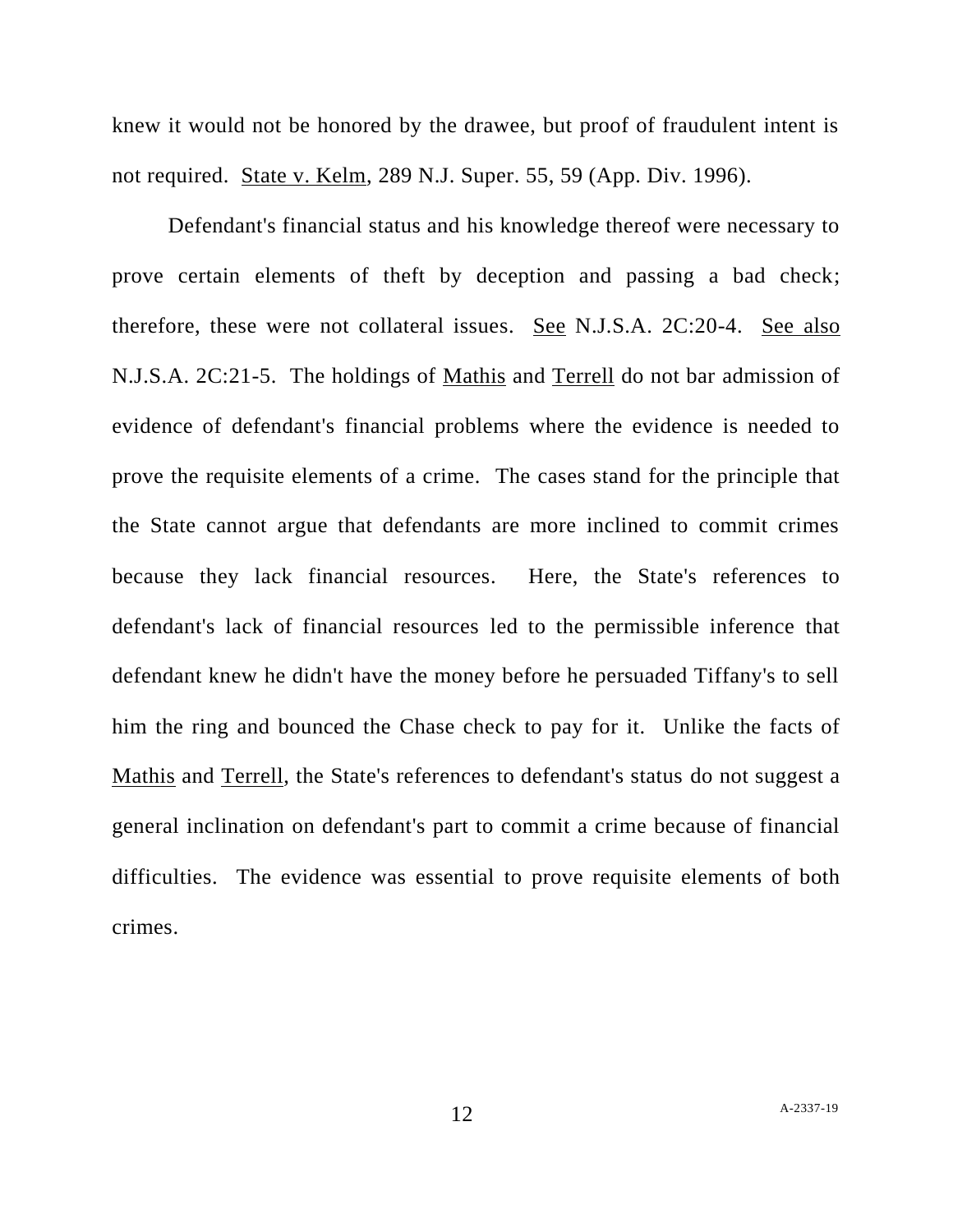knew it would not be honored by the drawee, but proof of fraudulent intent is not required. State v. Kelm, 289 N.J. Super. 55, 59 (App. Div. 1996).

Defendant's financial status and his knowledge thereof were necessary to prove certain elements of theft by deception and passing a bad check; therefore, these were not collateral issues. See N.J.S.A. 2C:20-4. See also N.J.S.A. 2C:21-5. The holdings of Mathis and Terrell do not bar admission of evidence of defendant's financial problems where the evidence is needed to prove the requisite elements of a crime. The cases stand for the principle that the State cannot argue that defendants are more inclined to commit crimes because they lack financial resources. Here, the State's references to defendant's lack of financial resources led to the permissible inference that defendant knew he didn't have the money before he persuaded Tiffany's to sell him the ring and bounced the Chase check to pay for it. Unlike the facts of Mathis and Terrell, the State's references to defendant's status do not suggest a general inclination on defendant's part to commit a crime because of financial difficulties. The evidence was essential to prove requisite elements of both crimes.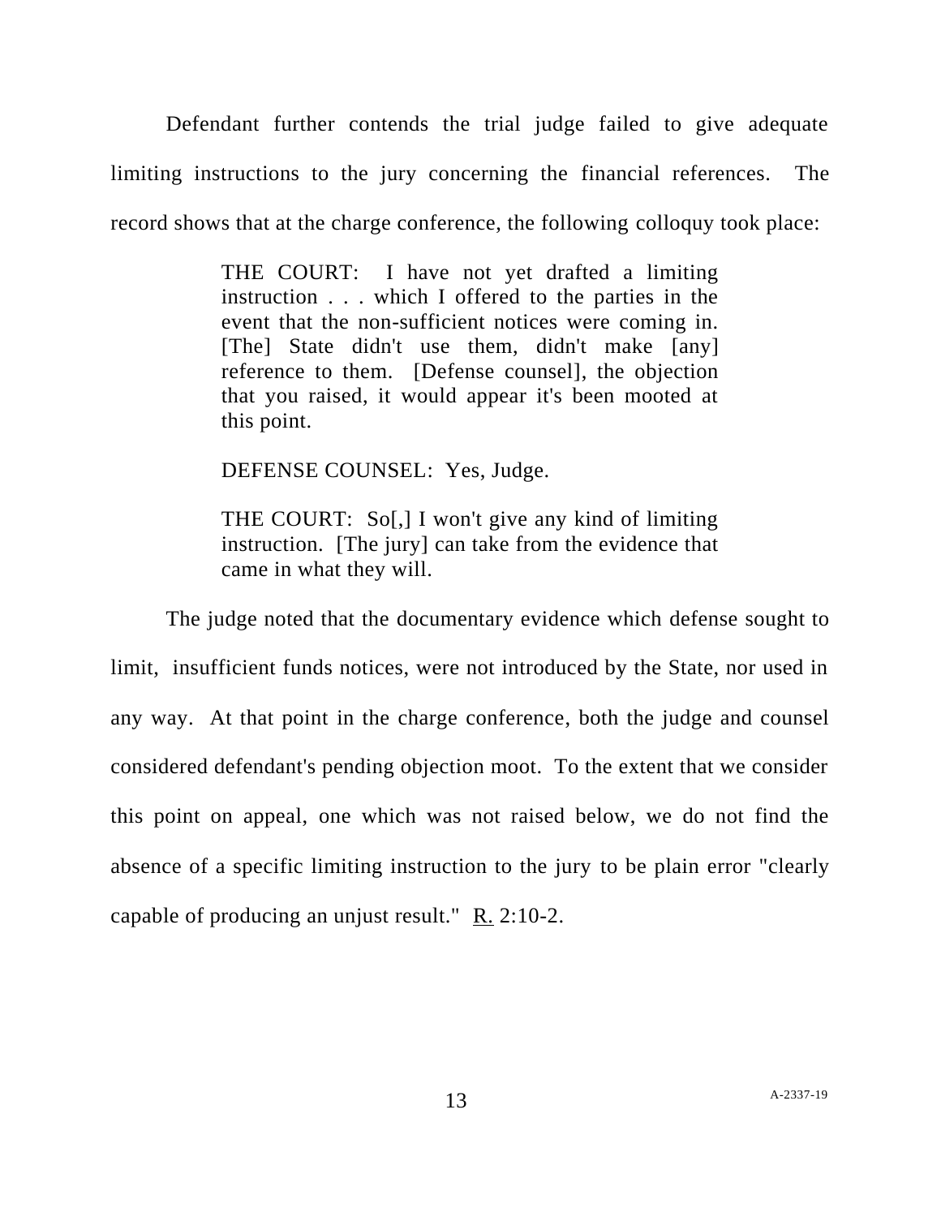Defendant further contends the trial judge failed to give adequate limiting instructions to the jury concerning the financial references. The record shows that at the charge conference, the following colloquy took place:

> THE COURT: I have not yet drafted a limiting instruction . . . which I offered to the parties in the event that the non-sufficient notices were coming in. [The] State didn't use them, didn't make [any] reference to them. [Defense counsel], the objection that you raised, it would appear it's been mooted at this point.
>
> DEFENSE COUNSEL: Yes, Judge.
>
> THE COURT: So[,] I won't give any kind of limiting instruction. [The jury] can take from the evidence that came in what they will.

The judge noted that the documentary evidence which defense sought to limit, insufficient funds notices, were not introduced by the State, nor used in any way. At that point in the charge conference, both the judge and counsel considered defendant's pending objection moot. To the extent that we consider this point on appeal, one which was not raised below, we do not find the absence of a specific limiting instruction to the jury to be plain error "clearly capable of producing an unjust result." R. 2:10-2.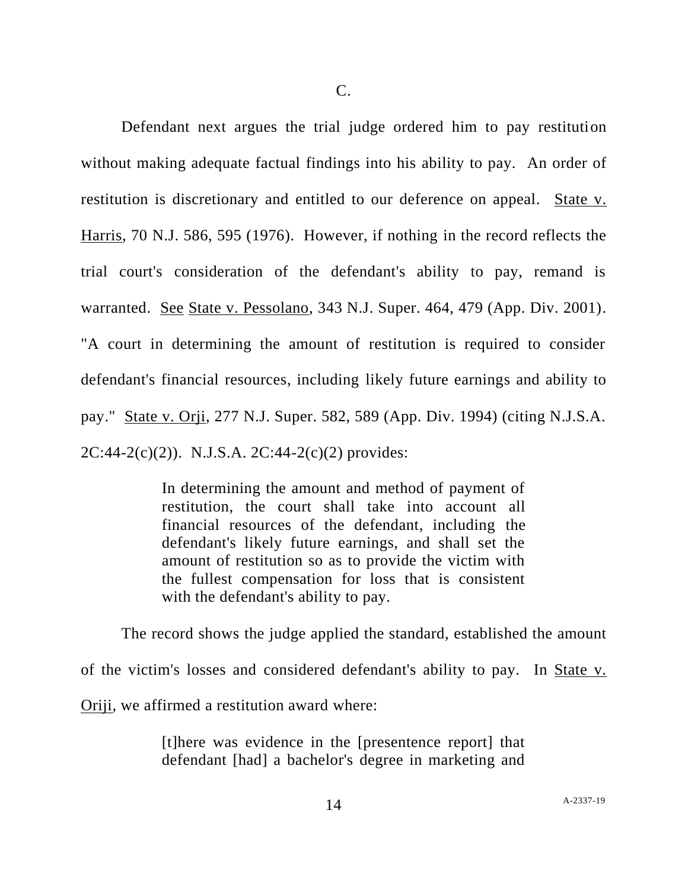C.

Defendant next argues the trial judge ordered him to pay restitution without making adequate factual findings into his ability to pay. An order of restitution is discretionary and entitled to our deference on appeal. State v. Harris, 70 N.J. 586, 595 (1976). However, if nothing in the record reflects the trial court's consideration of the defendant's ability to pay, remand is warranted. See State v. Pessolano, 343 N.J. Super. 464, 479 (App. Div. 2001). "A court in determining the amount of restitution is required to consider defendant's financial resources, including likely future earnings and ability to pay." State v. Orji, 277 N.J. Super. 582, 589 (App. Div. 1994) (citing N.J.S.A. 2C:44-2(c)(2)). N.J.S.A. 2C:44-2(c)(2) provides:

> In determining the amount and method of payment of restitution, the court shall take into account all financial resources of the defendant, including the defendant's likely future earnings, and shall set the amount of restitution so as to provide the victim with the fullest compensation for loss that is consistent with the defendant's ability to pay.

The record shows the judge applied the standard, established the amount of the victim's losses and considered defendant's ability to pay. In State v. Oriji, we affirmed a restitution award where:

> [t]here was evidence in the [presentence report] that defendant [had] a bachelor's degree in marketing and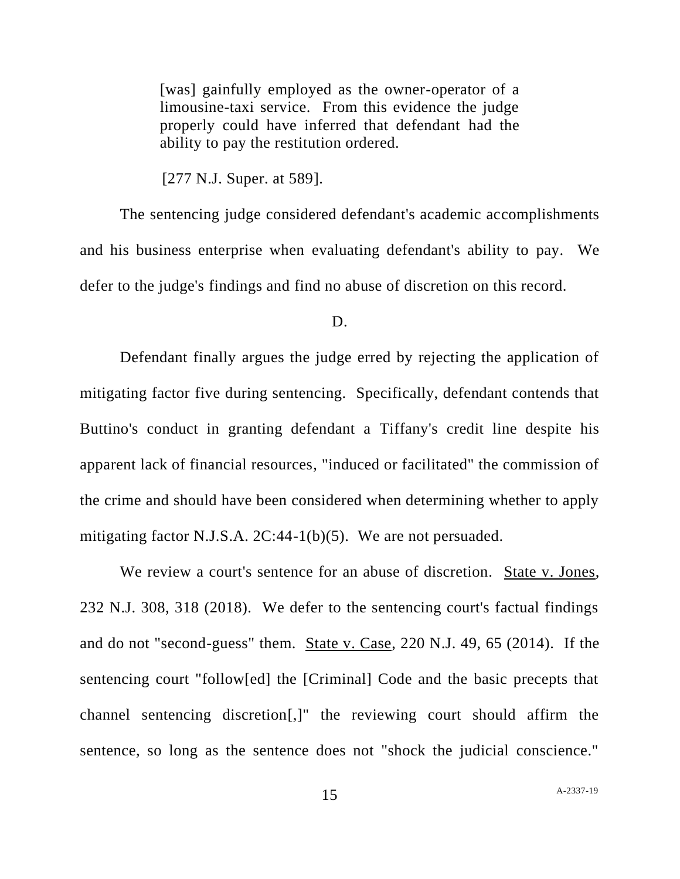> [was] gainfully employed as the owner-operator of a limousine-taxi service. From this evidence the judge properly could have inferred that defendant had the ability to pay the restitution ordered.
>
> [277 N.J. Super. at 589].

The sentencing judge considered defendant's academic accomplishments and his business enterprise when evaluating defendant's ability to pay. We defer to the judge's findings and find no abuse of discretion on this record.

D.

Defendant finally argues the judge erred by rejecting the application of mitigating factor five during sentencing. Specifically, defendant contends that Buttino's conduct in granting defendant a Tiffany's credit line despite his apparent lack of financial resources, "induced or facilitated" the commission of the crime and should have been considered when determining whether to apply mitigating factor N.J.S.A. 2C:44-1(b)(5). We are not persuaded.

We review a court's sentence for an abuse of discretion. State v. Jones, 232 N.J. 308, 318 (2018). We defer to the sentencing court's factual findings and do not "second-guess" them. State v. Case, 220 N.J. 49, 65 (2014). If the sentencing court "follow[ed] the [Criminal] Code and the basic precepts that channel sentencing discretion[,]" the reviewing court should affirm the sentence, so long as the sentence does not "shock the judicial conscience."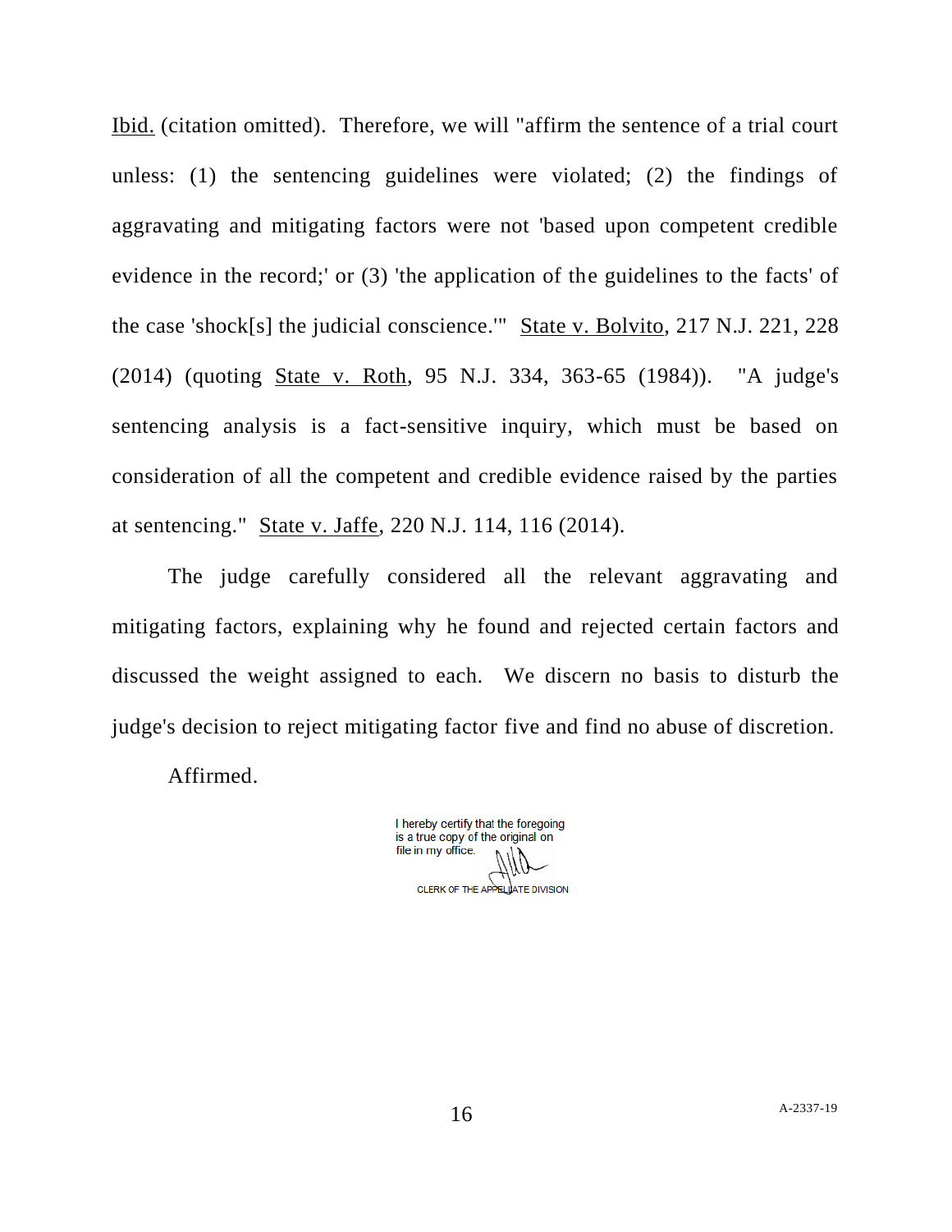Ibid. (citation omitted). Therefore, we will "affirm the sentence of a trial court unless: (1) the sentencing guidelines were violated; (2) the findings of aggravating and mitigating factors were not 'based upon competent credible evidence in the record;' or (3) 'the application of the guidelines to the facts' of the case 'shock[s] the judicial conscience.'" State v. Bolvito, 217 N.J. 221, 228 (2014) (quoting State v. Roth, 95 N.J. 334, 363-65 (1984)). "A judge's sentencing analysis is a fact-sensitive inquiry, which must be based on consideration of all the competent and credible evidence raised by the parties at sentencing." State v. Jaffe, 220 N.J. 114, 116 (2014).

The judge carefully considered all the relevant aggravating and mitigating factors, explaining why he found and rejected certain factors and discussed the weight assigned to each. We discern no basis to disturb the judge's decision to reject mitigating factor five and find no abuse of discretion.

Affirmed.

I hereby certify that the foregoing is a true copy of the original on file in my office.

CLERK OF THE APPELLATE DIVISION